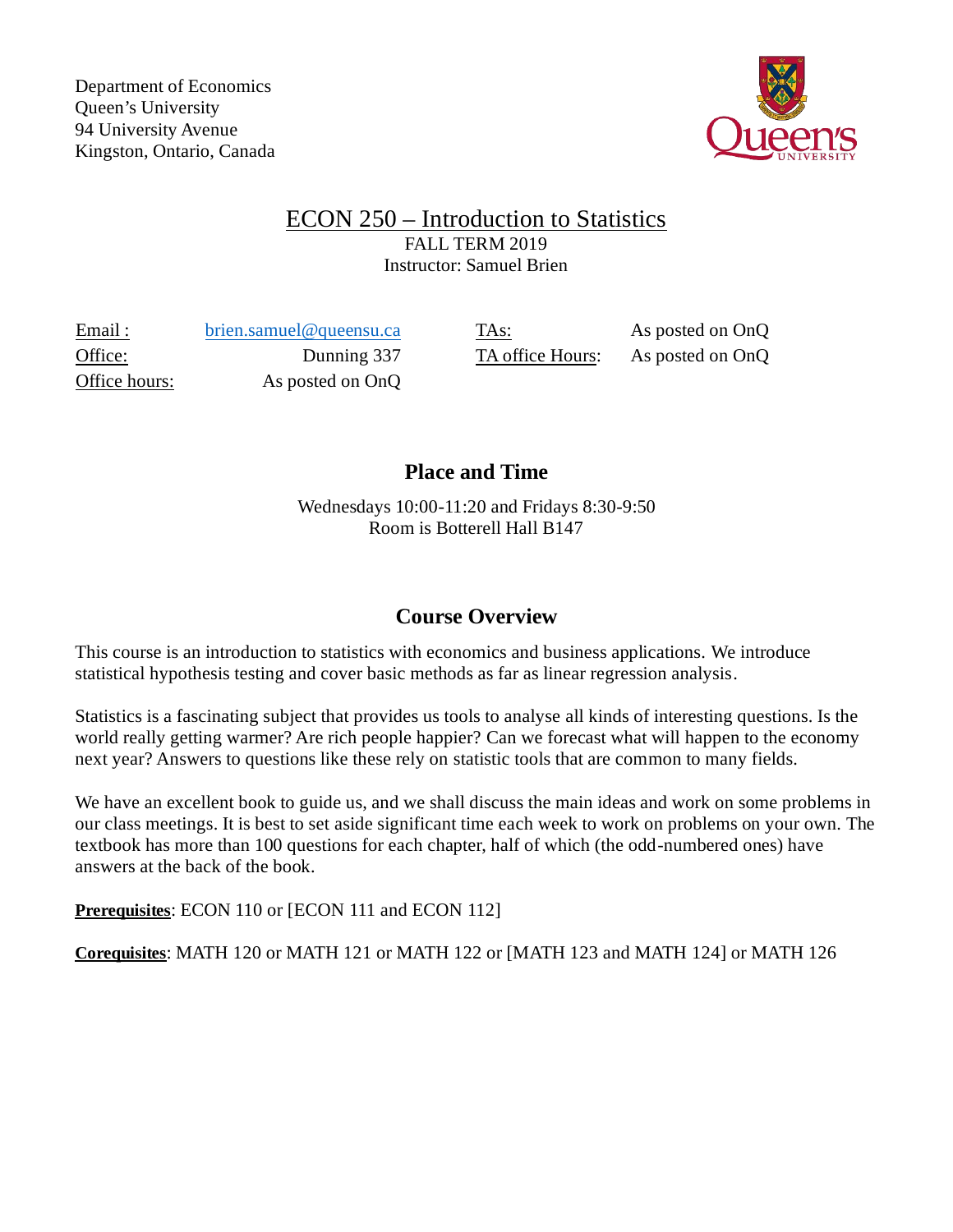Department of Economics
Queen's University
94 University Avenue
Kingston, Ontario, Canada

# ECON 250 – Introduction to Statistics

FALL TERM 2019
Instructor: Samuel Brien

| | | | |
|---|---|---|---|
| Email : | brien.samuel@queensu.ca | TAs: | As posted on OnQ |
| Office: | Dunning 337 | TA office Hours: | As posted on OnQ |
| Office hours: | As posted on OnQ | | |

## Place and Time

Wednesdays 10:00-11:20 and Fridays 8:30-9:50
Room is Botterell Hall B147

## Course Overview

This course is an introduction to statistics with economics and business applications. We introduce statistical hypothesis testing and cover basic methods as far as linear regression analysis.

Statistics is a fascinating subject that provides us tools to analyse all kinds of interesting questions. Is the world really getting warmer? Are rich people happier? Can we forecast what will happen to the economy next year? Answers to questions like these rely on statistic tools that are common to many fields.

We have an excellent book to guide us, and we shall discuss the main ideas and work on some problems in our class meetings. It is best to set aside significant time each week to work on problems on your own. The textbook has more than 100 questions for each chapter, half of which (the odd-numbered ones) have answers at the back of the book.

**Prerequisites**: ECON 110 or [ECON 111 and ECON 112]

**Corequisites**: MATH 120 or MATH 121 or MATH 122 or [MATH 123 and MATH 124] or MATH 126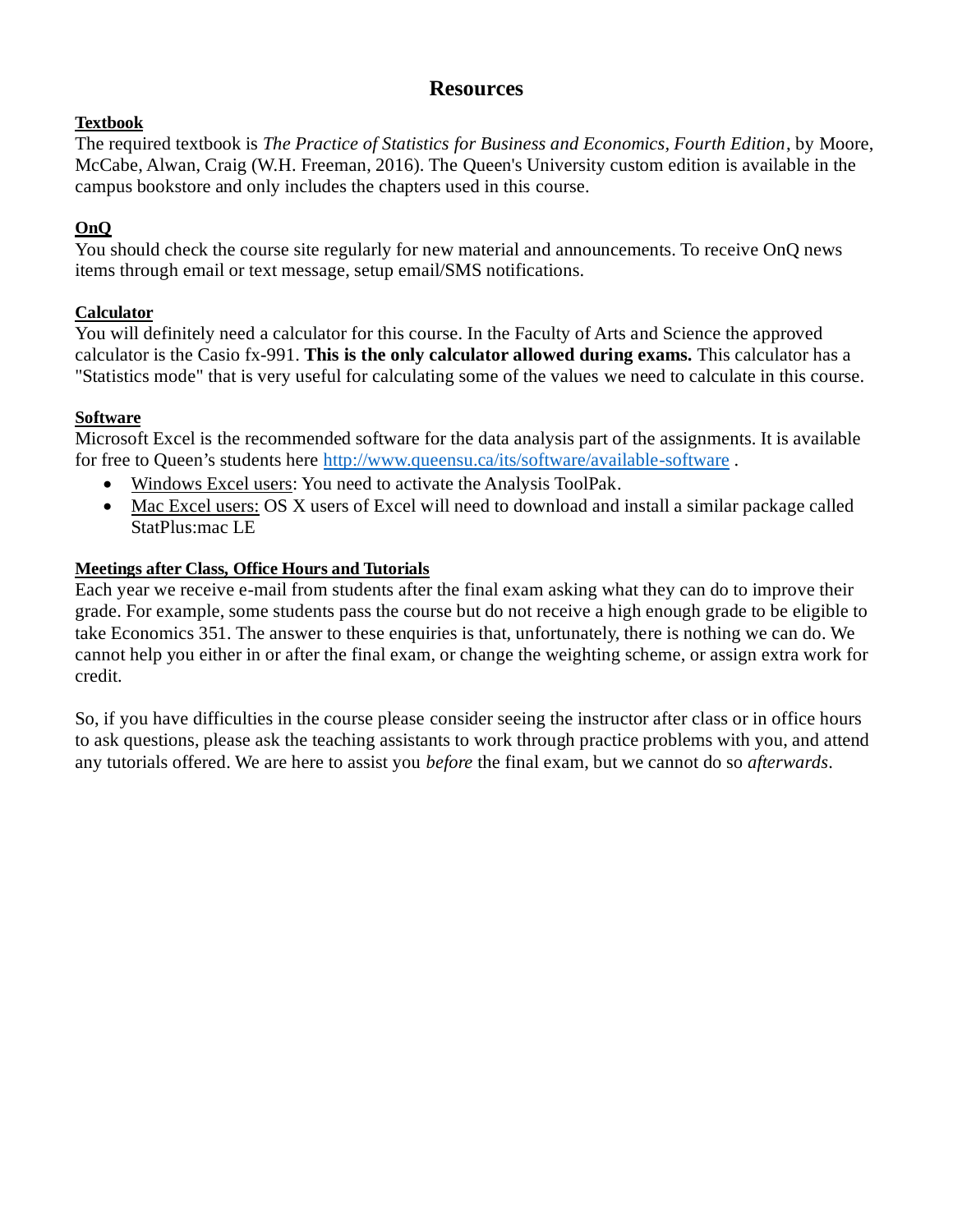# Resources

**Textbook**

The required textbook is *The Practice of Statistics for Business and Economics, Fourth Edition*, by Moore, McCabe, Alwan, Craig (W.H. Freeman, 2016). The Queen's University custom edition is available in the campus bookstore and only includes the chapters used in this course.

**OnQ**

You should check the course site regularly for new material and announcements. To receive OnQ news items through email or text message, setup email/SMS notifications.

**Calculator**

You will definitely need a calculator for this course. In the Faculty of Arts and Science the approved calculator is the Casio fx-991. **This is the only calculator allowed during exams.** This calculator has a "Statistics mode" that is very useful for calculating some of the values we need to calculate in this course.

**Software**

Microsoft Excel is the recommended software for the data analysis part of the assignments. It is available for free to Queen's students here [http://www.queensu.ca/its/software/available-software](http://www.queensu.ca/its/software/available-software) .

- Windows Excel users: You need to activate the Analysis ToolPak.
- Mac Excel users: OS X users of Excel will need to download and install a similar package called StatPlus:mac LE

**Meetings after Class, Office Hours and Tutorials**

Each year we receive e-mail from students after the final exam asking what they can do to improve their grade. For example, some students pass the course but do not receive a high enough grade to be eligible to take Economics 351. The answer to these enquiries is that, unfortunately, there is nothing we can do. We cannot help you either in or after the final exam, or change the weighting scheme, or assign extra work for credit.

So, if you have difficulties in the course please consider seeing the instructor after class or in office hours to ask questions, please ask the teaching assistants to work through practice problems with you, and attend any tutorials offered. We are here to assist you *before* the final exam, but we cannot do so *afterwards*.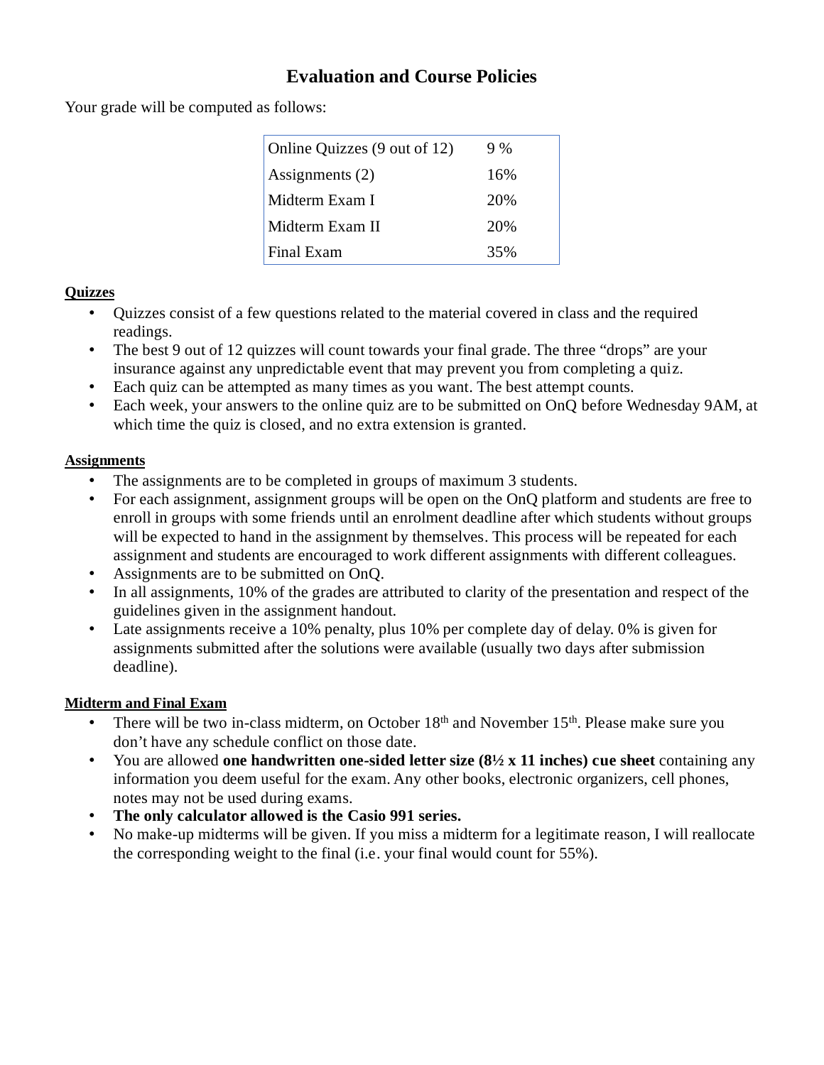# Evaluation and Course Policies

Your grade will be computed as follows:

| | |
|---|---|
| Online Quizzes (9 out of 12) | 9 % |
| Assignments (2) | 16% |
| Midterm Exam I | 20% |
| Midterm Exam II | 20% |
| Final Exam | 35% |

**Quizzes**

- Quizzes consist of a few questions related to the material covered in class and the required readings.
- The best 9 out of 12 quizzes will count towards your final grade. The three "drops" are your insurance against any unpredictable event that may prevent you from completing a quiz.
- Each quiz can be attempted as many times as you want. The best attempt counts.
- Each week, your answers to the online quiz are to be submitted on OnQ before Wednesday 9AM, at which time the quiz is closed, and no extra extension is granted.

**Assignments**

- The assignments are to be completed in groups of maximum 3 students.
- For each assignment, assignment groups will be open on the OnQ platform and students are free to enroll in groups with some friends until an enrolment deadline after which students without groups will be expected to hand in the assignment by themselves. This process will be repeated for each assignment and students are encouraged to work different assignments with different colleagues.
- Assignments are to be submitted on OnQ.
- In all assignments, 10% of the grades are attributed to clarity of the presentation and respect of the guidelines given in the assignment handout.
- Late assignments receive a 10% penalty, plus 10% per complete day of delay. 0% is given for assignments submitted after the solutions were available (usually two days after submission deadline).

**Midterm and Final Exam**

- There will be two in-class midterm, on October 18th and November 15th. Please make sure you don't have any schedule conflict on those date.
- You are allowed **one handwritten one-sided letter size (8½ x 11 inches) cue sheet** containing any information you deem useful for the exam. Any other books, electronic organizers, cell phones, notes may not be used during exams.
- **The only calculator allowed is the Casio 991 series.**
- No make-up midterms will be given. If you miss a midterm for a legitimate reason, I will reallocate the corresponding weight to the final (i.e. your final would count for 55%).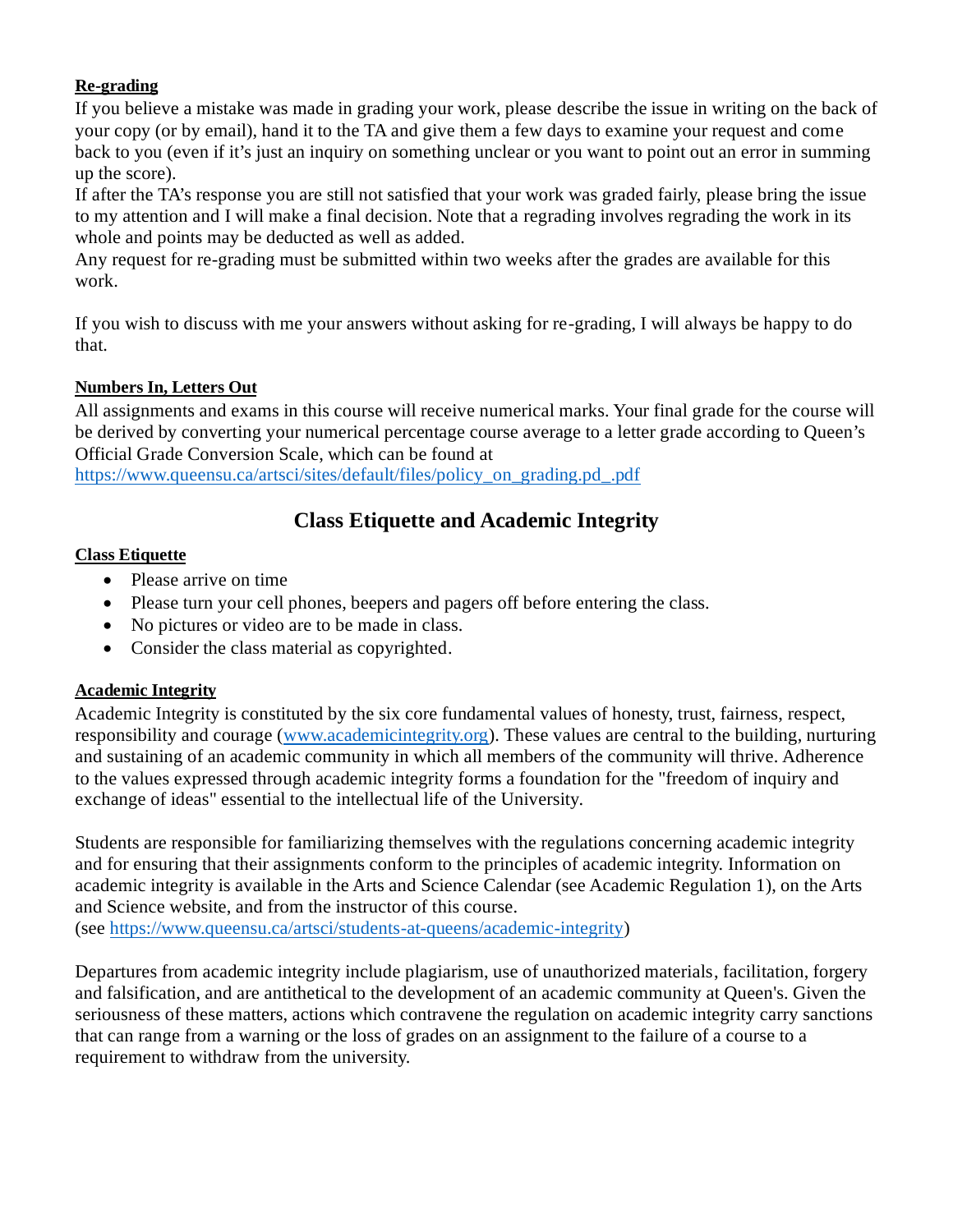**Re-grading**

If you believe a mistake was made in grading your work, please describe the issue in writing on the back of your copy (or by email), hand it to the TA and give them a few days to examine your request and come back to you (even if it's just an inquiry on something unclear or you want to point out an error in summing up the score).

If after the TA's response you are still not satisfied that your work was graded fairly, please bring the issue to my attention and I will make a final decision. Note that a regrading involves regrading the work in its whole and points may be deducted as well as added.

Any request for re-grading must be submitted within two weeks after the grades are available for this work.

If you wish to discuss with me your answers without asking for re-grading, I will always be happy to do that.

**Numbers In, Letters Out**

All assignments and exams in this course will receive numerical marks. Your final grade for the course will be derived by converting your numerical percentage course average to a letter grade according to Queen's Official Grade Conversion Scale, which can be found at
https://www.queensu.ca/artsci/sites/default/files/policy_on_grading.pd_.pdf

## Class Etiquette and Academic Integrity

**Class Etiquette**

- Please arrive on time
- Please turn your cell phones, beepers and pagers off before entering the class.
- No pictures or video are to be made in class.
- Consider the class material as copyrighted.

**Academic Integrity**

Academic Integrity is constituted by the six core fundamental values of honesty, trust, fairness, respect, responsibility and courage (www.academicintegrity.org). These values are central to the building, nurturing and sustaining of an academic community in which all members of the community will thrive. Adherence to the values expressed through academic integrity forms a foundation for the "freedom of inquiry and exchange of ideas" essential to the intellectual life of the University.

Students are responsible for familiarizing themselves with the regulations concerning academic integrity and for ensuring that their assignments conform to the principles of academic integrity. Information on academic integrity is available in the Arts and Science Calendar (see Academic Regulation 1), on the Arts and Science website, and from the instructor of this course.
(see https://www.queensu.ca/artsci/students-at-queens/academic-integrity)

Departures from academic integrity include plagiarism, use of unauthorized materials, facilitation, forgery and falsification, and are antithetical to the development of an academic community at Queen's. Given the seriousness of these matters, actions which contravene the regulation on academic integrity carry sanctions that can range from a warning or the loss of grades on an assignment to the failure of a course to a requirement to withdraw from the university.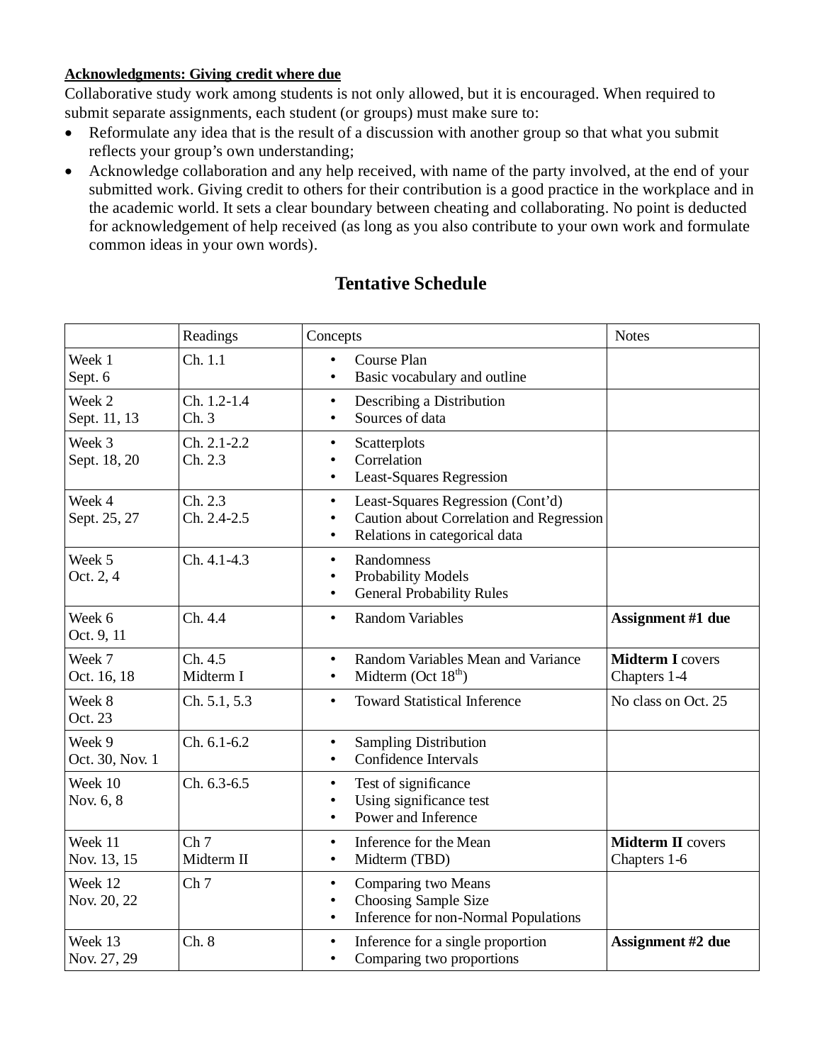**Acknowledgments: Giving credit where due**

Collaborative study work among students is not only allowed, but it is encouraged. When required to submit separate assignments, each student (or groups) must make sure to:

- Reformulate any idea that is the result of a discussion with another group so that what you submit reflects your group's own understanding;
- Acknowledge collaboration and any help received, with name of the party involved, at the end of your submitted work. Giving credit to others for their contribution is a good practice in the workplace and in the academic world. It sets a clear boundary between cheating and collaborating. No point is deducted for acknowledgement of help received (as long as you also contribute to your own work and formulate common ideas in your own words).

## Tentative Schedule

| | Readings | Concepts | Notes |
|---|---|---|---|
| Week 1<br>Sept. 6 | Ch. 1.1 | • Course Plan<br>• Basic vocabulary and outline | |
| Week 2<br>Sept. 11, 13 | Ch. 1.2-1.4<br>Ch. 3 | • Describing a Distribution<br>• Sources of data | |
| Week 3<br>Sept. 18, 20 | Ch. 2.1-2.2<br>Ch. 2.3 | • Scatterplots<br>• Correlation<br>• Least-Squares Regression | |
| Week 4<br>Sept. 25, 27 | Ch. 2.3<br>Ch. 2.4-2.5 | • Least-Squares Regression (Cont'd)<br>• Caution about Correlation and Regression<br>• Relations in categorical data | |
| Week 5<br>Oct. 2, 4 | Ch. 4.1-4.3 | • Randomness<br>• Probability Models<br>• General Probability Rules | |
| Week 6<br>Oct. 9, 11 | Ch. 4.4 | • Random Variables | **Assignment #1 due** |
| Week 7<br>Oct. 16, 18 | Ch. 4.5<br>Midterm I | • Random Variables Mean and Variance<br>• Midterm (Oct 18th) | **Midterm I** covers Chapters 1-4 |
| Week 8<br>Oct. 23 | Ch. 5.1, 5.3 | • Toward Statistical Inference | No class on Oct. 25 |
| Week 9<br>Oct. 30, Nov. 1 | Ch. 6.1-6.2 | • Sampling Distribution<br>• Confidence Intervals | |
| Week 10<br>Nov. 6, 8 | Ch. 6.3-6.5 | • Test of significance<br>• Using significance test<br>• Power and Inference | |
| Week 11<br>Nov. 13, 15 | Ch 7<br>Midterm II | • Inference for the Mean<br>• Midterm (TBD) | **Midterm II** covers Chapters 1-6 |
| Week 12<br>Nov. 20, 22 | Ch 7 | • Comparing two Means<br>• Choosing Sample Size<br>• Inference for non-Normal Populations | |
| Week 13<br>Nov. 27, 29 | Ch. 8 | • Inference for a single proportion<br>• Comparing two proportions | **Assignment #2 due** |